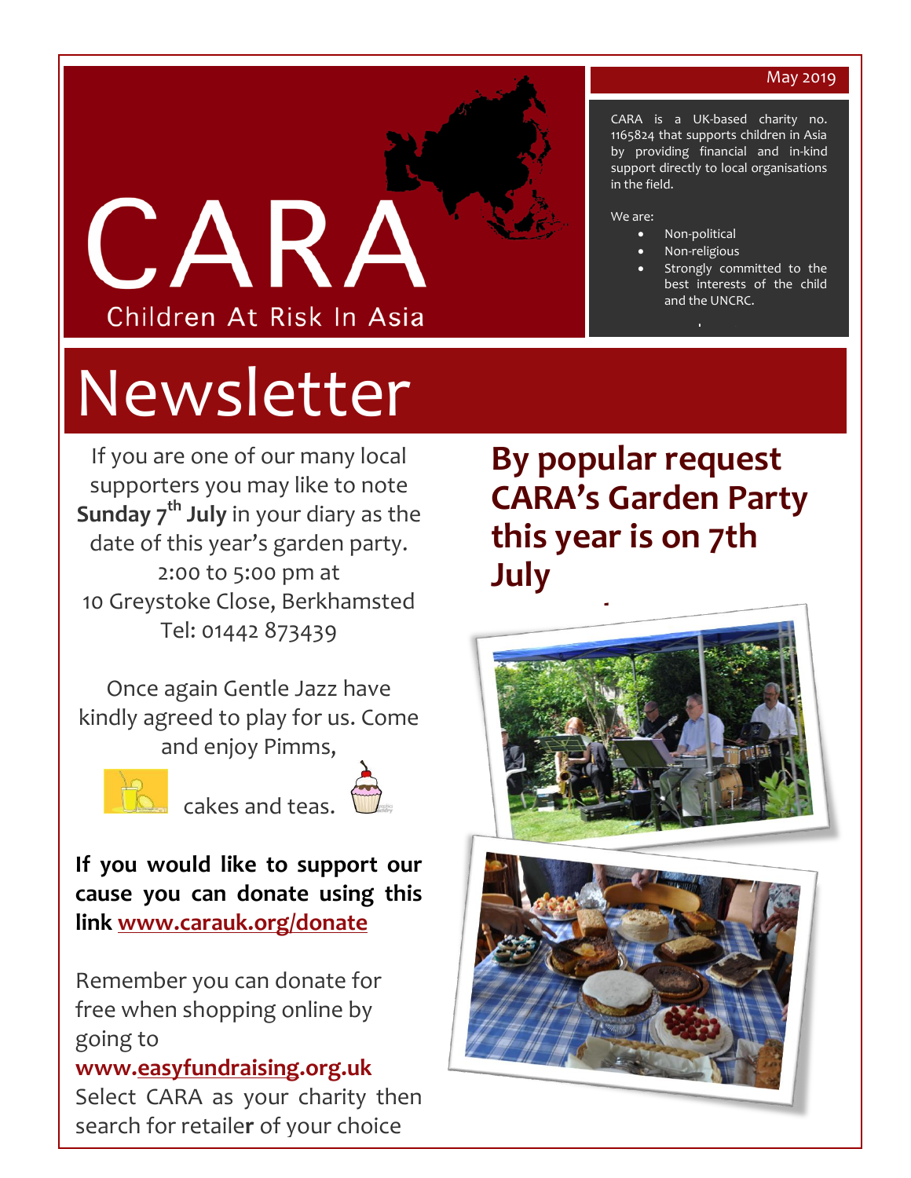# CARA

Children At Risk In Asia

May 2019

CARA is a UK-based charity no. 1165824 that supports children in Asia by providing financial and in-kind support directly to local organisations in the field.

We are:

- Non-political
- Non-religious
- Strongly committed to the best interests of the child and the UNCRC.

# Newsletter

## By popular request CARA's Garden Party this year is on 7th July

If you are one of our many local supporters you may like to note **Sunday 7th July** in your diary as the date of this year's garden party. 2:00 to 5:00 pm at 10 Greystoke Close, Berkhamsted Tel: 01442 873439

Once again Gentle Jazz have kindly agreed to play for us. Come and enjoy Pimms, cakes and teas.

**If you would like to support our cause you can donate using this link www.carauk.org/donate**

Remember you can donate for free when shopping online by going to **www.easyfundraising.org.uk** Select CARA as your charity then search for retailer of your choice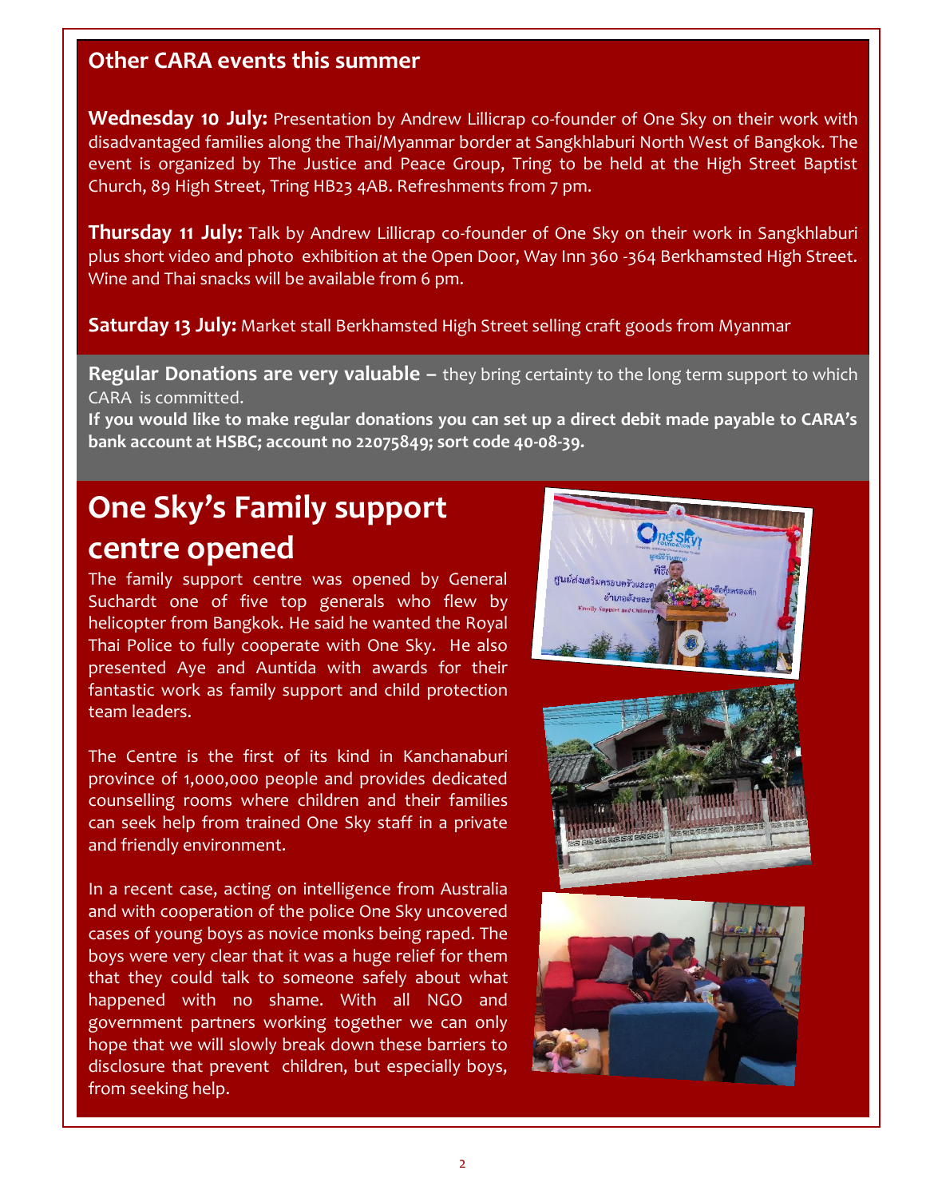## Other CARA events this summer

**Wednesday 10 July:** Presentation by Andrew Lillicrap co-founder of One Sky on their work with disadvantaged families along the Thai/Myanmar border at Sangkhlaburi North West of Bangkok. The event is organized by The Justice and Peace Group, Tring to be held at the High Street Baptist Church, 89 High Street, Tring HB23 4AB. Refreshments from 7 pm.

**Thursday 11 July:** Talk by Andrew Lillicrap co-founder of One Sky on their work in Sangkhlaburi plus short video and photo exhibition at the Open Door, Way Inn 360 -364 Berkhamsted High Street. Wine and Thai snacks will be available from 6 pm.

**Saturday 13 July:** Market stall Berkhamsted High Street selling craft goods from Myanmar

**Regular Donations are very valuable –** they bring certainty to the long term support to which CARA is committed.
**If you would like to make regular donations you can set up a direct debit made payable to CARA's bank account at HSBC; account no 22075849; sort code 40-08-39.**

# One Sky's Family support centre opened

The family support centre was opened by General Suchardt one of five top generals who flew by helicopter from Bangkok. He said he wanted the Royal Thai Police to fully cooperate with One Sky. He also presented Aye and Auntida with awards for their fantastic work as family support and child protection team leaders.

The Centre is the first of its kind in Kanchanaburi province of 1,000,000 people and provides dedicated counselling rooms where children and their families can seek help from trained One Sky staff in a private and friendly environment.

In a recent case, acting on intelligence from Australia and with cooperation of the police One Sky uncovered cases of young boys as novice monks being raped. The boys were very clear that it was a huge relief for them that they could talk to someone safely about what happened with no shame. With all NGO and government partners working together we can only hope that we will slowly break down these barriers to disclosure that prevent children, but especially boys, from seeking help.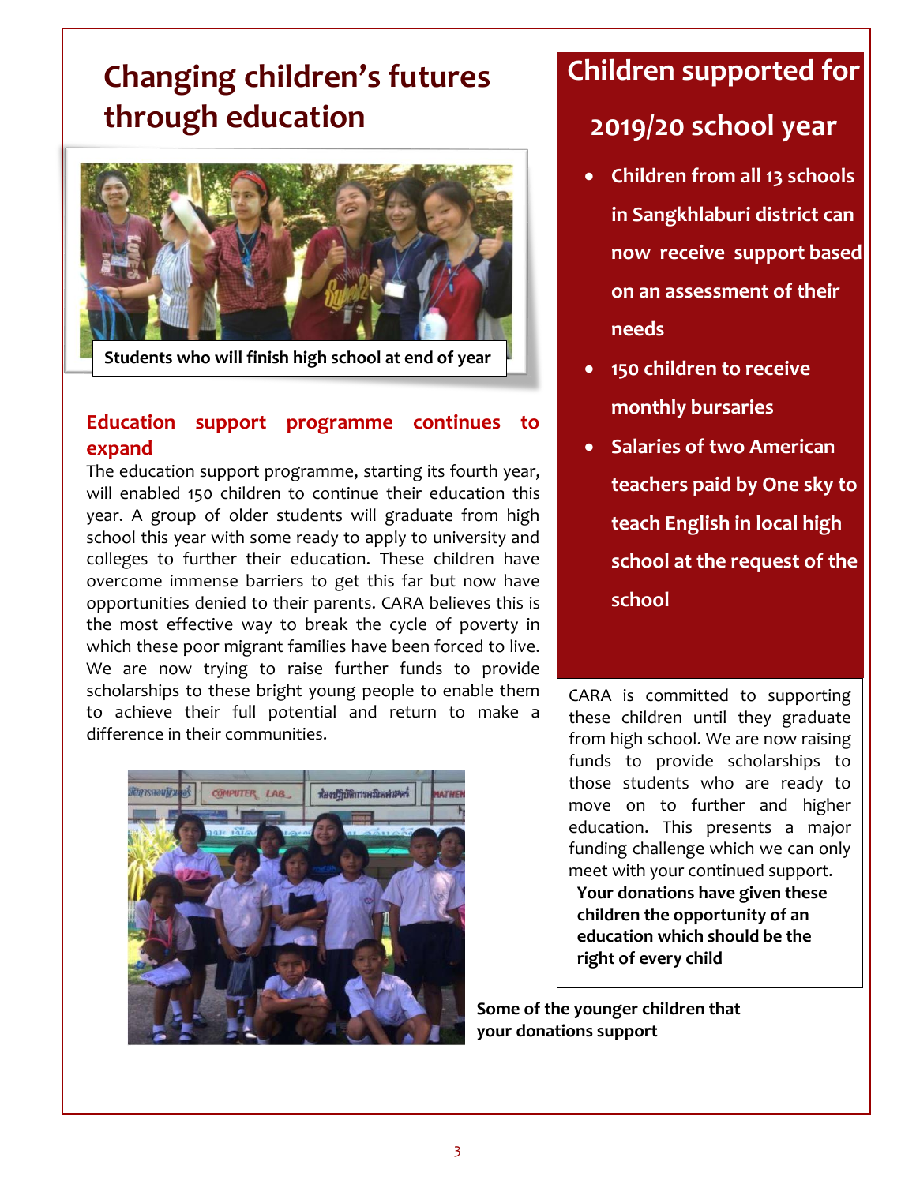# Changing children's futures through education

Students who will finish high school at end of year

### Education support programme continues to expand

The education support programme, starting its fourth year, will enabled 150 children to continue their education this year. A group of older students will graduate from high school this year with some ready to apply to university and colleges to further their education. These children have overcome immense barriers to get this far but now have opportunities denied to their parents. CARA believes this is the most effective way to break the cycle of poverty in which these poor migrant families have been forced to live. We are now trying to raise further funds to provide scholarships to these bright young people to enable them to achieve their full potential and return to make a difference in their communities.

Some of the younger children that your donations support

## Children supported for 2019/20 school year

- **Children from all 13 schools in Sangkhlaburi district can now receive support based on an assessment of their needs**
- **150 children to receive monthly bursaries**
- **Salaries of two American teachers paid by One sky to teach English in local high school at the request of the school**

CARA is committed to supporting these children until they graduate from high school. We are now raising funds to provide scholarships to those students who are ready to move on to further and higher education. This presents a major funding challenge which we can only meet with your continued support.

**Your donations have given these children the opportunity of an education which should be the right of every child**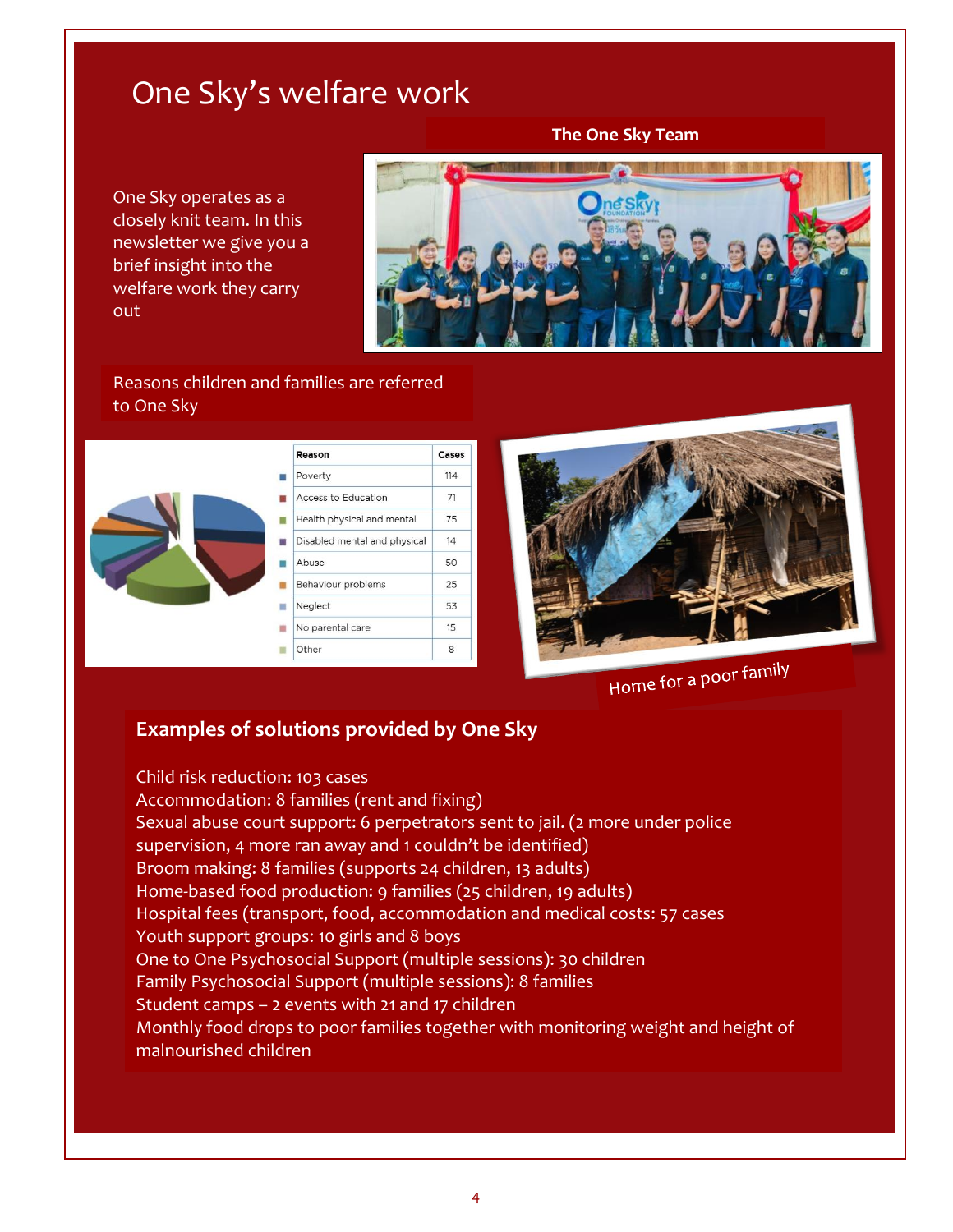# One Sky's welfare work

**The One Sky Team**

One Sky operates as a closely knit team. In this newsletter we give you a brief insight into the welfare work they carry out

Reasons children and families are referred to One Sky

| Reason | Cases |
|---|---|
| Poverty | 114 |
| Access to Education | 71 |
| Health physical and mental | 75 |
| Disabled mental and physical | 14 |
| Abuse | 50 |
| Behaviour problems | 25 |
| Neglect | 53 |
| No parental care | 15 |
| Other | 8 |

Home for a poor family

## Examples of solutions provided by One Sky

Child risk reduction: 103 cases
Accommodation: 8 families (rent and fixing)
Sexual abuse court support: 6 perpetrators sent to jail. (2 more under police supervision, 4 more ran away and 1 couldn't be identified)
Broom making: 8 families (supports 24 children, 13 adults)
Home-based food production: 9 families (25 children, 19 adults)
Hospital fees (transport, food, accommodation and medical costs: 57 cases
Youth support groups: 10 girls and 8 boys
One to One Psychosocial Support (multiple sessions): 30 children
Family Psychosocial Support (multiple sessions): 8 families
Student camps – 2 events with 21 and 17 children
Monthly food drops to poor families together with monitoring weight and height of malnourished children